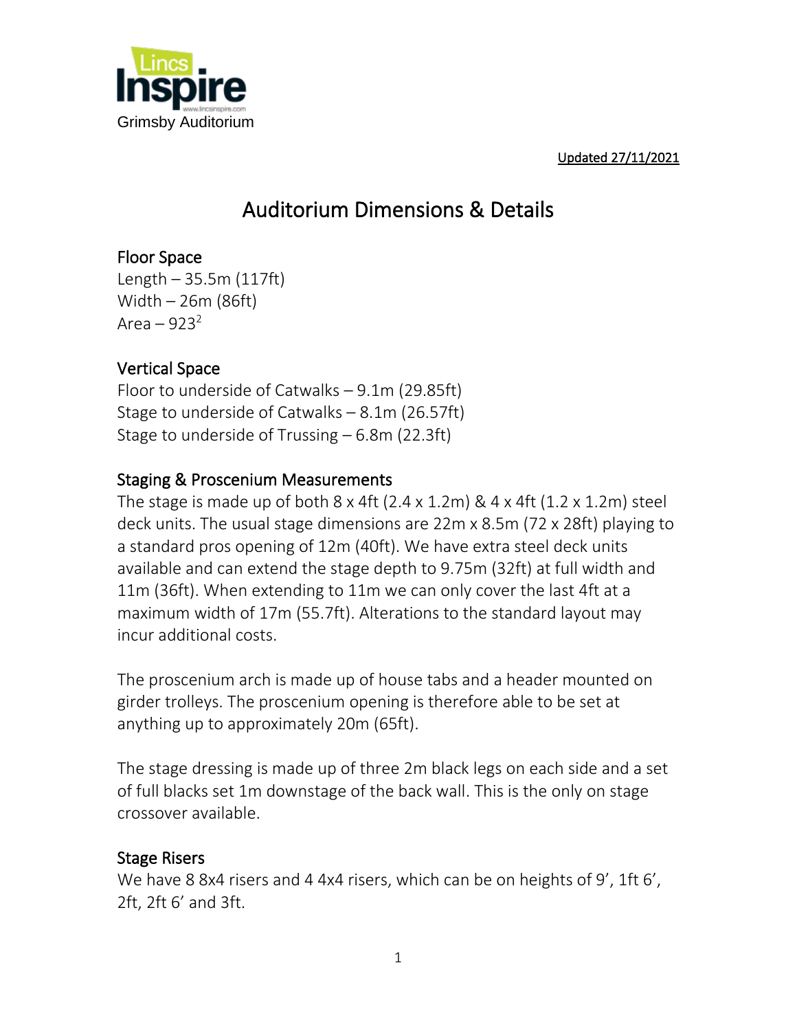Grimsby Auditorium

Updated 27/11/2021

# Auditorium Dimensions & Details

## Floor Space

Length – 35.5m (117ft)
Width – 26m (86ft)
Area – $923^2$

## Vertical Space

Floor to underside of Catwalks – 9.1m (29.85ft)
Stage to underside of Catwalks – 8.1m (26.57ft)
Stage to underside of Trussing – 6.8m (22.3ft)

## Staging & Proscenium Measurements

The stage is made up of both 8 x 4ft (2.4 x 1.2m) & 4 x 4ft (1.2 x 1.2m) steel deck units. The usual stage dimensions are 22m x 8.5m (72 x 28ft) playing to a standard pros opening of 12m (40ft). We have extra steel deck units available and can extend the stage depth to 9.75m (32ft) at full width and 11m (36ft). When extending to 11m we can only cover the last 4ft at a maximum width of 17m (55.7ft). Alterations to the standard layout may incur additional costs.

The proscenium arch is made up of house tabs and a header mounted on girder trolleys. The proscenium opening is therefore able to be set at anything up to approximately 20m (65ft).

The stage dressing is made up of three 2m black legs on each side and a set of full blacks set 1m downstage of the back wall. This is the only on stage crossover available.

## Stage Risers

We have 8 8x4 risers and 4 4x4 risers, which can be on heights of 9', 1ft 6', 2ft, 2ft 6' and 3ft.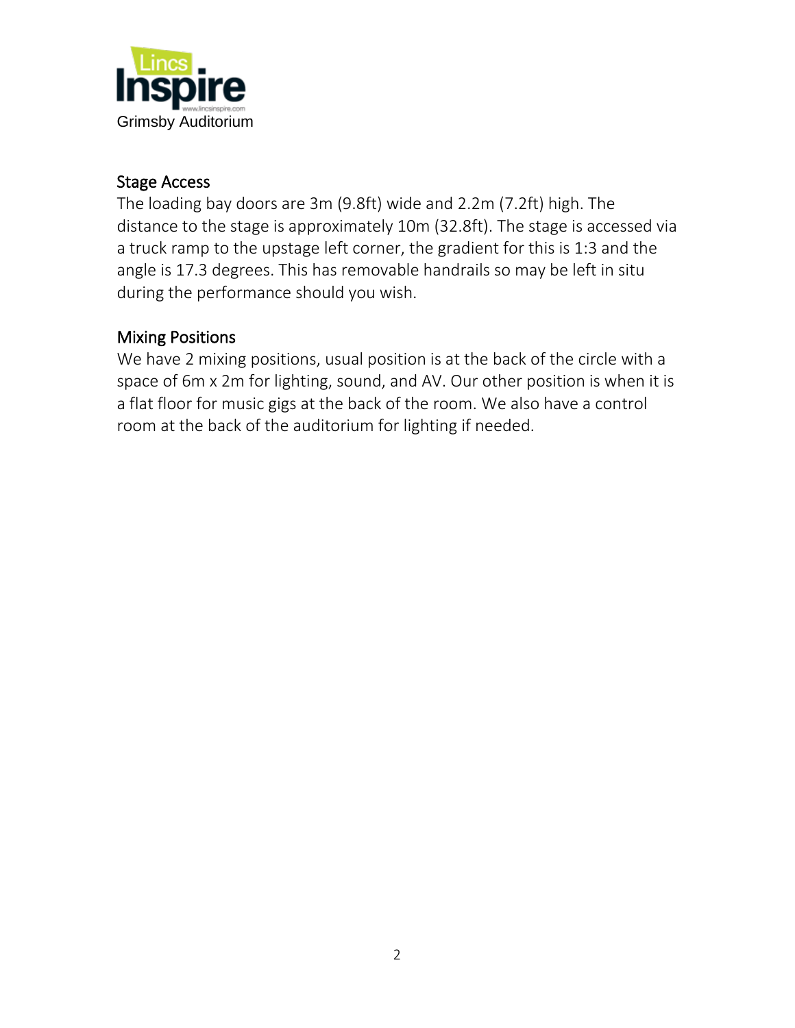## Stage Access

The loading bay doors are 3m (9.8ft) wide and 2.2m (7.2ft) high. The distance to the stage is approximately 10m (32.8ft). The stage is accessed via a truck ramp to the upstage left corner, the gradient for this is 1:3 and the angle is 17.3 degrees. This has removable handrails so may be left in situ during the performance should you wish.

## Mixing Positions

We have 2 mixing positions, usual position is at the back of the circle with a space of 6m x 2m for lighting, sound, and AV. Our other position is when it is a flat floor for music gigs at the back of the room. We also have a control room at the back of the auditorium for lighting if needed.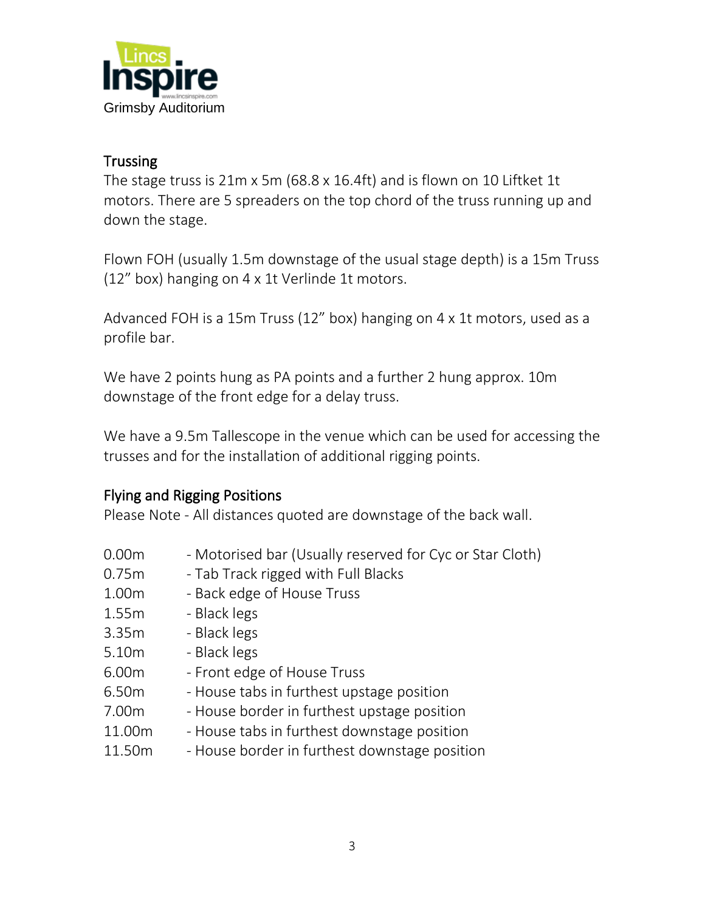Grimsby Auditorium

## Trussing

The stage truss is 21m x 5m (68.8 x 16.4ft) and is flown on 10 Liftket 1t motors. There are 5 spreaders on the top chord of the truss running up and down the stage.

Flown FOH (usually 1.5m downstage of the usual stage depth) is a 15m Truss (12" box) hanging on 4 x 1t Verlinde 1t motors.

Advanced FOH is a 15m Truss (12" box) hanging on 4 x 1t motors, used as a profile bar.

We have 2 points hung as PA points and a further 2 hung approx. 10m downstage of the front edge for a delay truss.

We have a 9.5m Tallescope in the venue which can be used for accessing the trusses and for the installation of additional rigging points.

## Flying and Rigging Positions

Please Note - All distances quoted are downstage of the back wall.

| | |
|---|---|
| 0.00m | - Motorised bar (Usually reserved for Cyc or Star Cloth) |
| 0.75m | - Tab Track rigged with Full Blacks |
| 1.00m | - Back edge of House Truss |
| 1.55m | - Black legs |
| 3.35m | - Black legs |
| 5.10m | - Black legs |
| 6.00m | - Front edge of House Truss |
| 6.50m | - House tabs in furthest upstage position |
| 7.00m | - House border in furthest upstage position |
| 11.00m | - House tabs in furthest downstage position |
| 11.50m | - House border in furthest downstage position |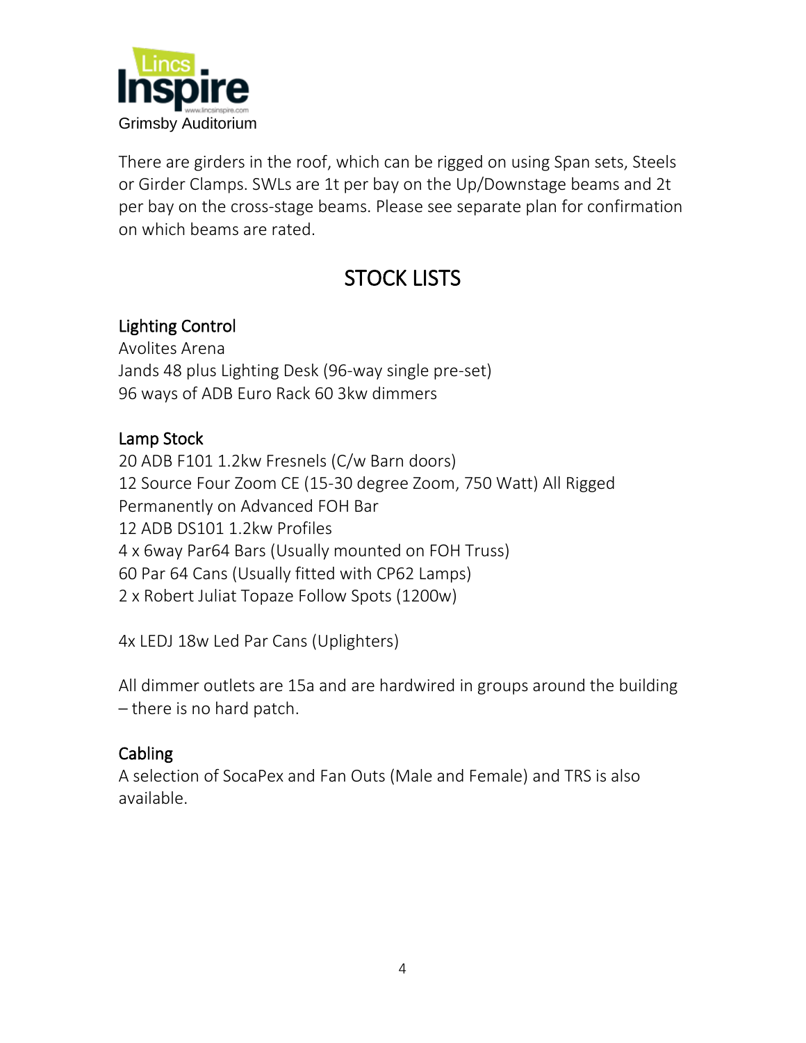Grimsby Auditorium

There are girders in the roof, which can be rigged on using Span sets, Steels or Girder Clamps. SWLs are 1t per bay on the Up/Downstage beams and 2t per bay on the cross-stage beams. Please see separate plan for confirmation on which beams are rated.

## STOCK LISTS

### Lighting Control

Avolites Arena
Jands 48 plus Lighting Desk (96-way single pre-set)
96 ways of ADB Euro Rack 60 3kw dimmers

### Lamp Stock

20 ADB F101 1.2kw Fresnels (C/w Barn doors)
12 Source Four Zoom CE (15-30 degree Zoom, 750 Watt) All Rigged Permanently on Advanced FOH Bar
12 ADB DS101 1.2kw Profiles
4 x 6way Par64 Bars (Usually mounted on FOH Truss)
60 Par 64 Cans (Usually fitted with CP62 Lamps)
2 x Robert Juliat Topaze Follow Spots (1200w)

4x LEDJ 18w Led Par Cans (Uplighters)

All dimmer outlets are 15a and are hardwired in groups around the building – there is no hard patch.

### Cabling

A selection of SocaPex and Fan Outs (Male and Female) and TRS is also available.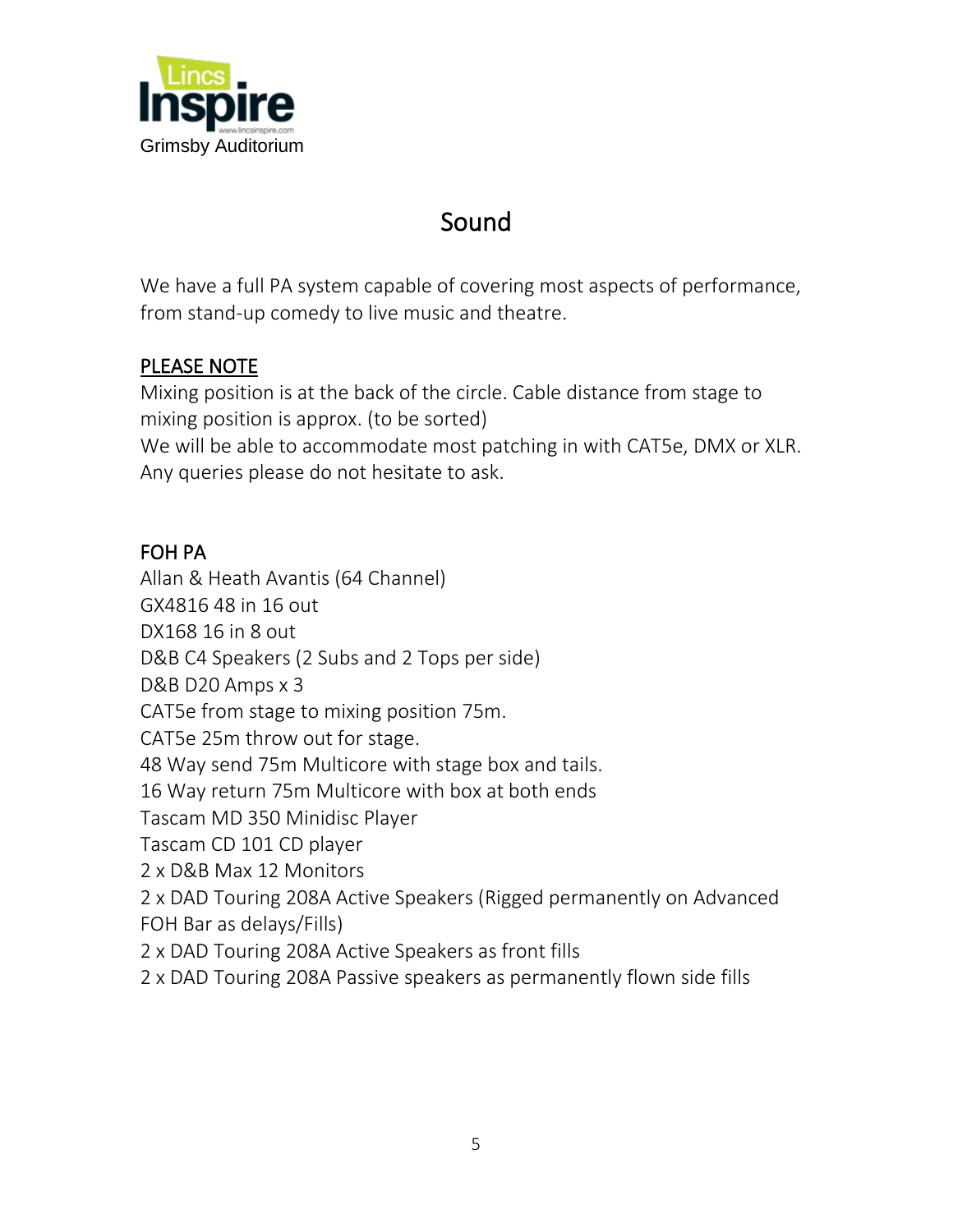Lincs Inspire
Grimsby Auditorium

# Sound

We have a full PA system capable of covering most aspects of performance, from stand-up comedy to live music and theatre.

**PLEASE NOTE**

Mixing position is at the back of the circle. Cable distance from stage to mixing position is approx. (to be sorted)
We will be able to accommodate most patching in with CAT5e, DMX or XLR.
Any queries please do not hesitate to ask.

## FOH PA

Allan & Heath Avantis (64 Channel)
GX4816 48 in 16 out
DX168 16 in 8 out
D&B C4 Speakers (2 Subs and 2 Tops per side)
D&B D20 Amps x 3
CAT5e from stage to mixing position 75m.
CAT5e 25m throw out for stage.
48 Way send 75m Multicore with stage box and tails.
16 Way return 75m Multicore with box at both ends
Tascam MD 350 Minidisc Player
Tascam CD 101 CD player
2 x D&B Max 12 Monitors
2 x DAD Touring 208A Active Speakers (Rigged permanently on Advanced FOH Bar as delays/Fills)
2 x DAD Touring 208A Active Speakers as front fills
2 x DAD Touring 208A Passive speakers as permanently flown side fills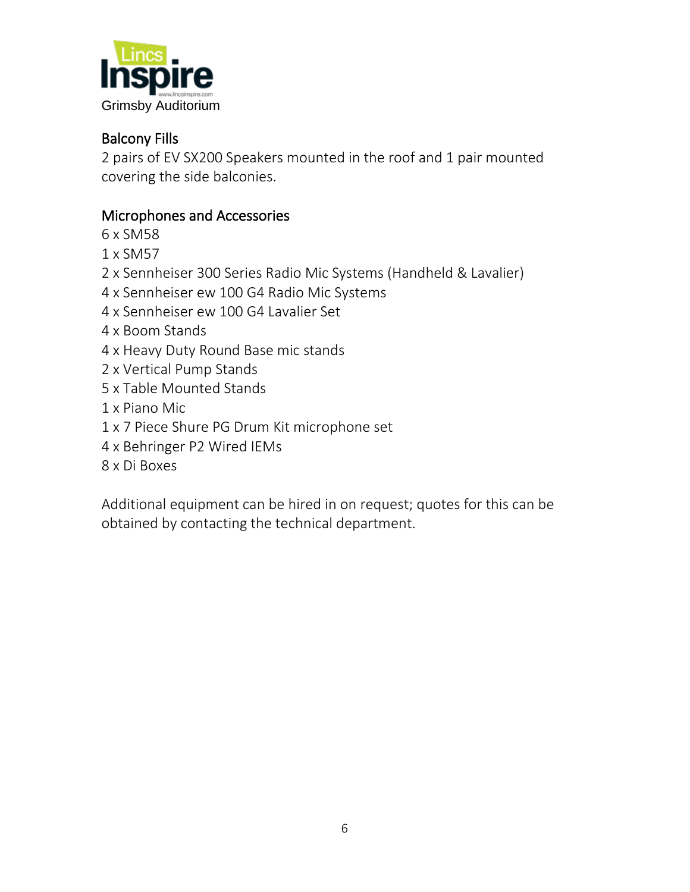## Balcony Fills

2 pairs of EV SX200 Speakers mounted in the roof and 1 pair mounted covering the side balconies.

## Microphones and Accessories

6 x SM58
1 x SM57
2 x Sennheiser 300 Series Radio Mic Systems (Handheld & Lavalier)
4 x Sennheiser ew 100 G4 Radio Mic Systems
4 x Sennheiser ew 100 G4 Lavalier Set
4 x Boom Stands
4 x Heavy Duty Round Base mic stands
2 x Vertical Pump Stands
5 x Table Mounted Stands
1 x Piano Mic
1 x 7 Piece Shure PG Drum Kit microphone set
4 x Behringer P2 Wired IEMs
8 x Di Boxes

Additional equipment can be hired in on request; quotes for this can be obtained by contacting the technical department.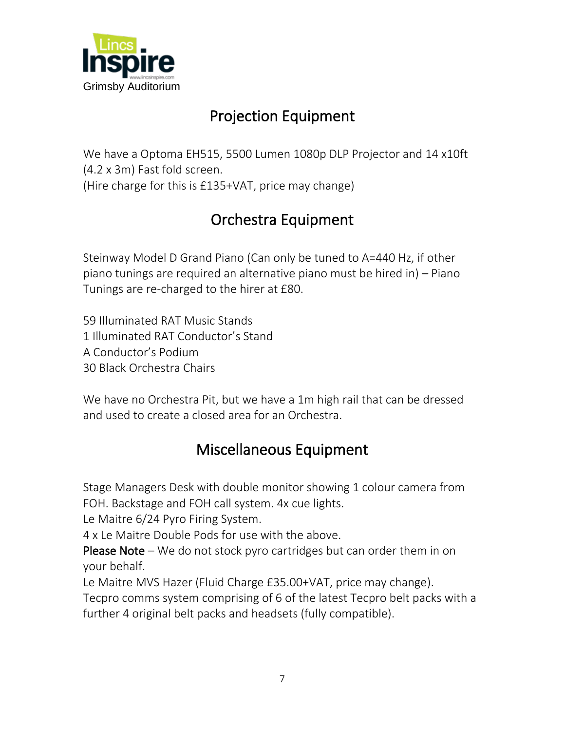## Projection Equipment

We have a Optoma EH515, 5500 Lumen 1080p DLP Projector and 14 x10ft (4.2 x 3m) Fast fold screen.
(Hire charge for this is £135+VAT, price may change)

## Orchestra Equipment

Steinway Model D Grand Piano (Can only be tuned to A=440 Hz, if other piano tunings are required an alternative piano must be hired in) – Piano Tunings are re-charged to the hirer at £80.

59 Illuminated RAT Music Stands
1 Illuminated RAT Conductor's Stand
A Conductor's Podium
30 Black Orchestra Chairs

We have no Orchestra Pit, but we have a 1m high rail that can be dressed and used to create a closed area for an Orchestra.

## Miscellaneous Equipment

Stage Managers Desk with double monitor showing 1 colour camera from FOH. Backstage and FOH call system. 4x cue lights.
Le Maitre 6/24 Pyro Firing System.
4 x Le Maitre Double Pods for use with the above.
**Please Note** – We do not stock pyro cartridges but can order them in on your behalf.
Le Maitre MVS Hazer (Fluid Charge £35.00+VAT, price may change).
Tecpro comms system comprising of 6 of the latest Tecpro belt packs with a further 4 original belt packs and headsets (fully compatible).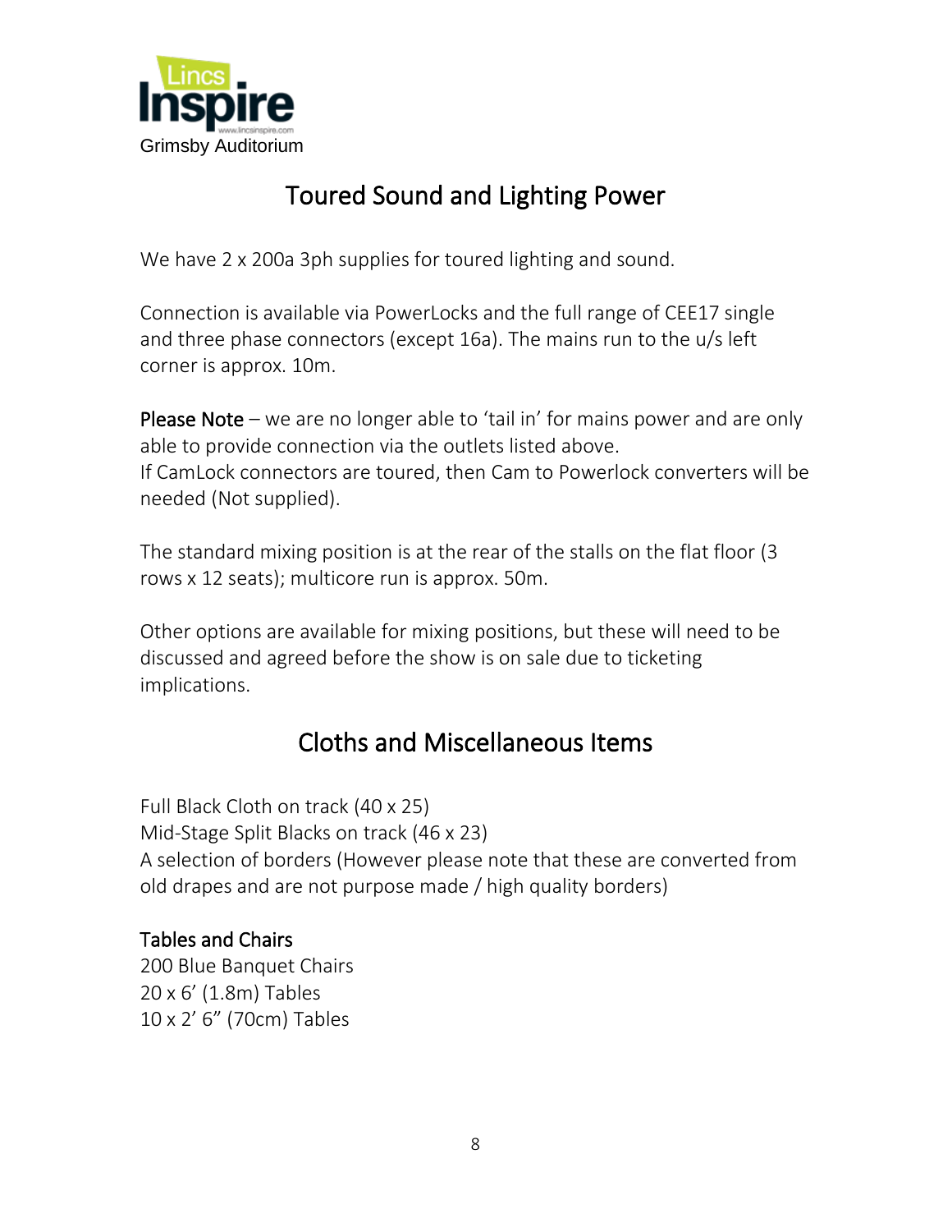Grimsby Auditorium

## Toured Sound and Lighting Power

We have 2 x 200a 3ph supplies for toured lighting and sound.

Connection is available via PowerLocks and the full range of CEE17 single and three phase connectors (except 16a). The mains run to the u/s left corner is approx. 10m.

**Please Note** – we are no longer able to 'tail in' for mains power and are only able to provide connection via the outlets listed above.
If CamLock connectors are toured, then Cam to Powerlock converters will be needed (Not supplied).

The standard mixing position is at the rear of the stalls on the flat floor (3 rows x 12 seats); multicore run is approx. 50m.

Other options are available for mixing positions, but these will need to be discussed and agreed before the show is on sale due to ticketing implications.

## Cloths and Miscellaneous Items

Full Black Cloth on track (40 x 25)
Mid-Stage Split Blacks on track (46 x 23)
A selection of borders (However please note that these are converted from old drapes and are not purpose made / high quality borders)

### Tables and Chairs

200 Blue Banquet Chairs
20 x 6' (1.8m) Tables
10 x 2' 6" (70cm) Tables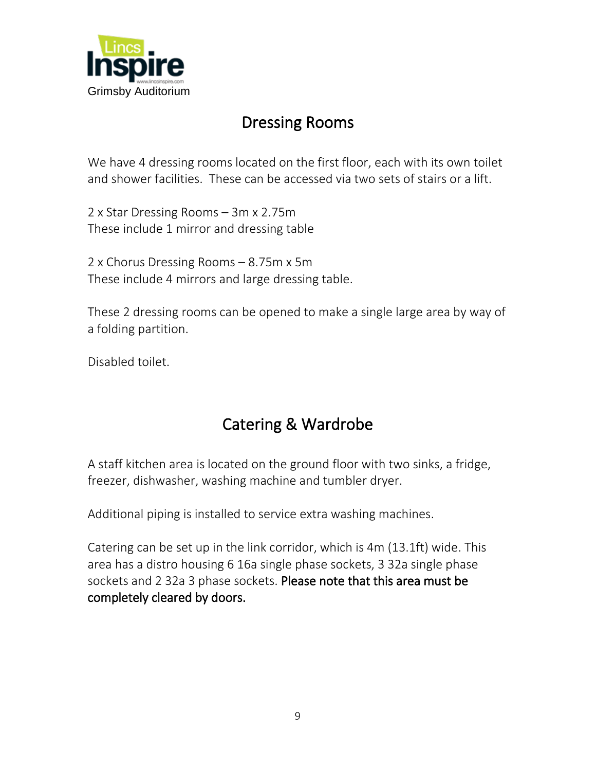Grimsby Auditorium

## Dressing Rooms

We have 4 dressing rooms located on the first floor, each with its own toilet and shower facilities. These can be accessed via two sets of stairs or a lift.

2 x Star Dressing Rooms – 3m x 2.75m
These include 1 mirror and dressing table

2 x Chorus Dressing Rooms – 8.75m x 5m
These include 4 mirrors and large dressing table.

These 2 dressing rooms can be opened to make a single large area by way of a folding partition.

Disabled toilet.

## Catering & Wardrobe

A staff kitchen area is located on the ground floor with two sinks, a fridge, freezer, dishwasher, washing machine and tumbler dryer.

Additional piping is installed to service extra washing machines.

Catering can be set up in the link corridor, which is 4m (13.1ft) wide. This area has a distro housing 6 16a single phase sockets, 3 32a single phase sockets and 2 32a 3 phase sockets. **Please note that this area must be completely cleared by doors.**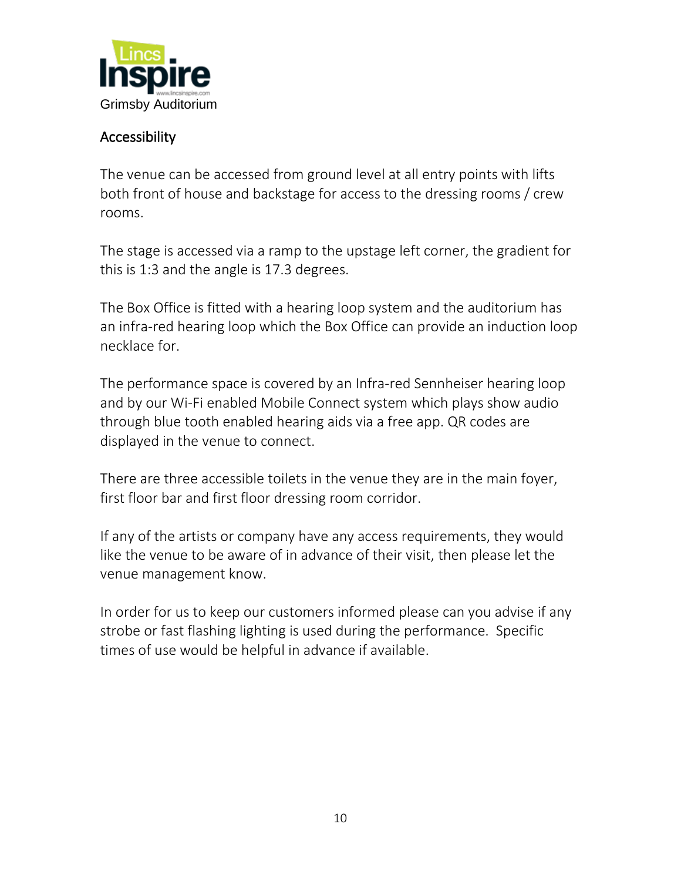Lincs Inspire

Grimsby Auditorium

## Accessibility

The venue can be accessed from ground level at all entry points with lifts both front of house and backstage for access to the dressing rooms / crew rooms.

The stage is accessed via a ramp to the upstage left corner, the gradient for this is 1:3 and the angle is 17.3 degrees.

The Box Office is fitted with a hearing loop system and the auditorium has an infra-red hearing loop which the Box Office can provide an induction loop necklace for.

The performance space is covered by an Infra-red Sennheiser hearing loop and by our Wi-Fi enabled Mobile Connect system which plays show audio through blue tooth enabled hearing aids via a free app. QR codes are displayed in the venue to connect.

There are three accessible toilets in the venue they are in the main foyer, first floor bar and first floor dressing room corridor.

If any of the artists or company have any access requirements, they would like the venue to be aware of in advance of their visit, then please let the venue management know.

In order for us to keep our customers informed please can you advise if any strobe or fast flashing lighting is used during the performance. Specific times of use would be helpful in advance if available.